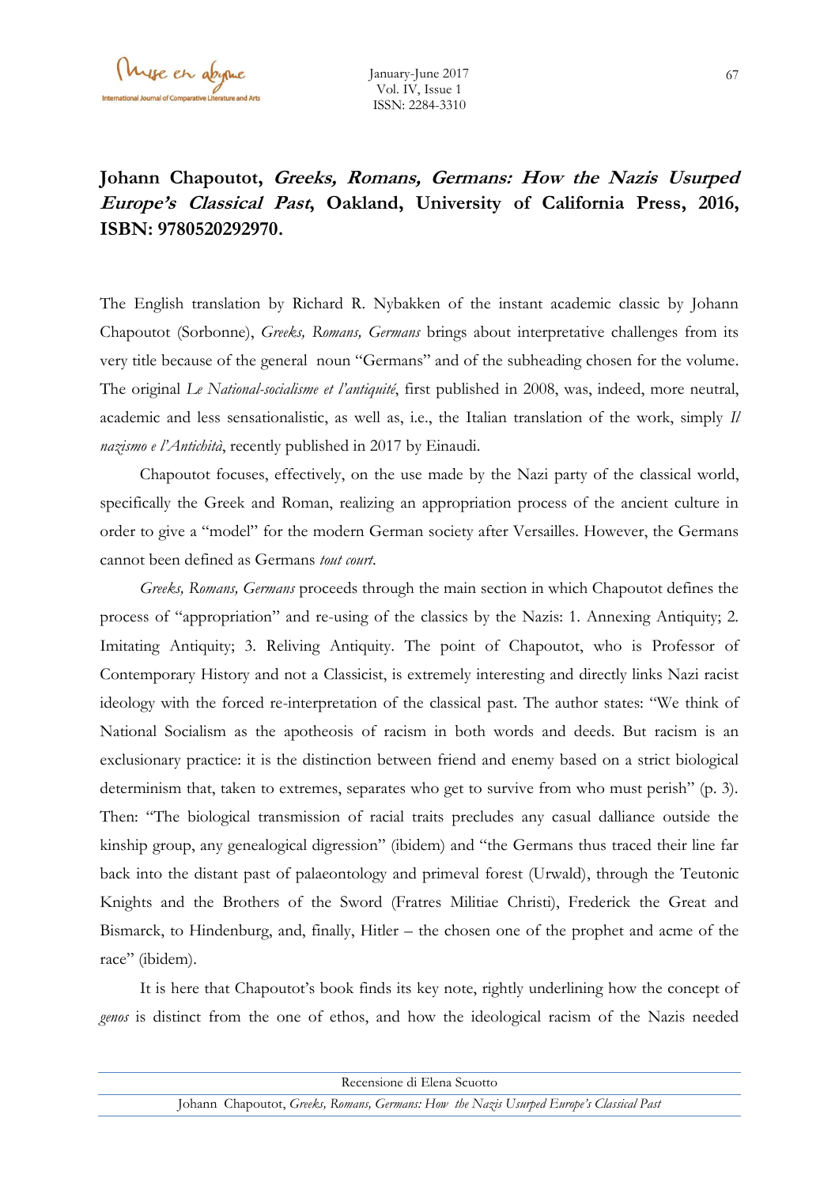# Johann Chapoutot, *Greeks, Romans, Germans: How the Nazis Usurped Europe's Classical Past*, Oakland, University of California Press, 2016, ISBN: 9780520292970.

The English translation by Richard R. Nybakken of the instant academic classic by Johann Chapoutot (Sorbonne), *Greeks, Romans, Germans* brings about interpretative challenges from its very title because of the general noun "Germans" and of the subheading chosen for the volume. The original *Le National-socialisme et l'antiquité*, first published in 2008, was, indeed, more neutral, academic and less sensationalistic, as well as, i.e., the Italian translation of the work, simply *Il nazismo e l'Antichità*, recently published in 2017 by Einaudi.

Chapoutot focuses, effectively, on the use made by the Nazi party of the classical world, specifically the Greek and Roman, realizing an appropriation process of the ancient culture in order to give a "model" for the modern German society after Versailles. However, the Germans cannot been defined as Germans *tout court*.

*Greeks, Romans, Germans* proceeds through the main section in which Chapoutot defines the process of "appropriation" and re-using of the classics by the Nazis: 1. Annexing Antiquity; 2. Imitating Antiquity; 3. Reliving Antiquity. The point of Chapoutot, who is Professor of Contemporary History and not a Classicist, is extremely interesting and directly links Nazi racist ideology with the forced re-interpretation of the classical past. The author states: "We think of National Socialism as the apotheosis of racism in both words and deeds. But racism is an exclusionary practice: it is the distinction between friend and enemy based on a strict biological determinism that, taken to extremes, separates who get to survive from who must perish" (p. 3). Then: "The biological transmission of racial traits precludes any casual dalliance outside the kinship group, any genealogical digression" (ibidem) and "the Germans thus traced their line far back into the distant past of palaeontology and primeval forest (Urwald), through the Teutonic Knights and the Brothers of the Sword (Fratres Militiae Christi), Frederick the Great and Bismarck, to Hindenburg, and, finally, Hitler – the chosen one of the prophet and acme of the race" (ibidem).

It is here that Chapoutot's book finds its key note, rightly underlining how the concept of *genos* is distinct from the one of ethos, and how the ideological racism of the Nazis needed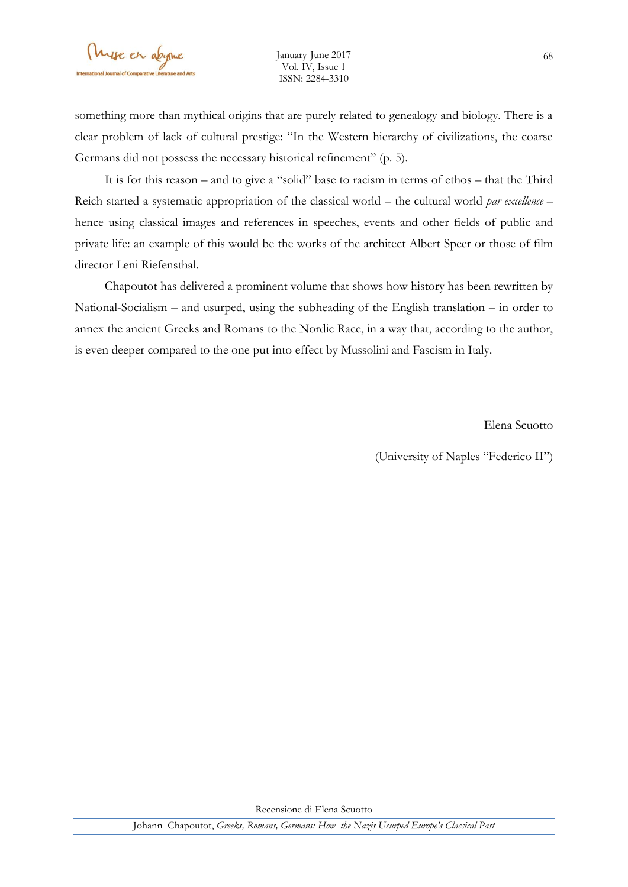something more than mythical origins that are purely related to genealogy and biology. There is a clear problem of lack of cultural prestige: "In the Western hierarchy of civilizations, the coarse Germans did not possess the necessary historical refinement" (p. 5).

It is for this reason – and to give a "solid" base to racism in terms of ethos – that the Third Reich started a systematic appropriation of the classical world – the cultural world *par excellence* – hence using classical images and references in speeches, events and other fields of public and private life: an example of this would be the works of the architect Albert Speer or those of film director Leni Riefensthal.

Chapoutot has delivered a prominent volume that shows how history has been rewritten by National-Socialism – and usurped, using the subheading of the English translation – in order to annex the ancient Greeks and Romans to the Nordic Race, in a way that, according to the author, is even deeper compared to the one put into effect by Mussolini and Fascism in Italy.

Elena Scuotto

(University of Naples "Federico II")